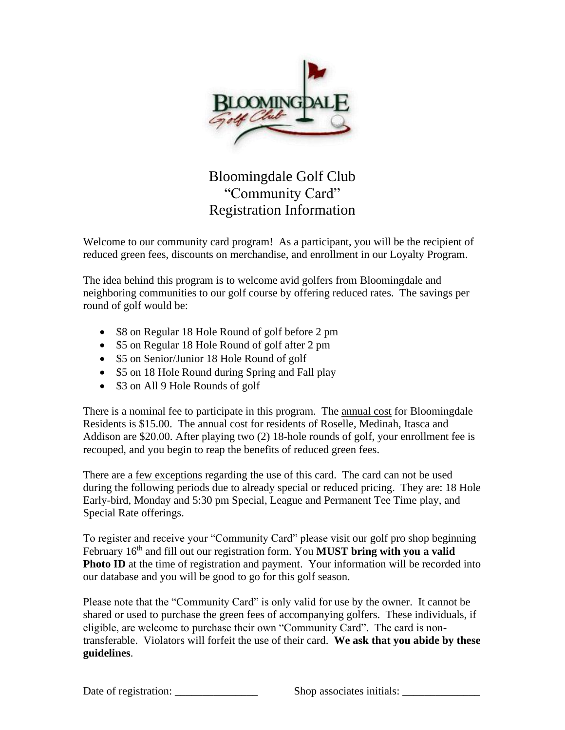# Bloomingdale Golf Club
# "Community Card"
# Registration Information

Welcome to our community card program! As a participant, you will be the recipient of reduced green fees, discounts on merchandise, and enrollment in our Loyalty Program.

The idea behind this program is to welcome avid golfers from Bloomingdale and neighboring communities to our golf course by offering reduced rates. The savings per round of golf would be:

- $8 on Regular 18 Hole Round of golf before 2 pm
- $5 on Regular 18 Hole Round of golf after 2 pm
- $5 on Senior/Junior 18 Hole Round of golf
- $5 on 18 Hole Round during Spring and Fall play
- $3 on All 9 Hole Rounds of golf

There is a nominal fee to participate in this program. The annual cost for Bloomingdale Residents is $15.00. The annual cost for residents of Roselle, Medinah, Itasca and Addison are $20.00. After playing two (2) 18-hole rounds of golf, your enrollment fee is recouped, and you begin to reap the benefits of reduced green fees.

There are a few exceptions regarding the use of this card. The card can not be used during the following periods due to already special or reduced pricing. They are: 18 Hole Early-bird, Monday and 5:30 pm Special, League and Permanent Tee Time play, and Special Rate offerings.

To register and receive your "Community Card" please visit our golf pro shop beginning February 16th and fill out our registration form. You **MUST bring with you a valid Photo ID** at the time of registration and payment. Your information will be recorded into our database and you will be good to go for this golf season.

Please note that the "Community Card" is only valid for use by the owner. It cannot be shared or used to purchase the green fees of accompanying golfers. These individuals, if eligible, are welcome to purchase their own "Community Card". The card is non-transferable. Violators will forfeit the use of their card. **We ask that you abide by these guidelines**.

Date of registration: _______________ Shop associates initials: ______________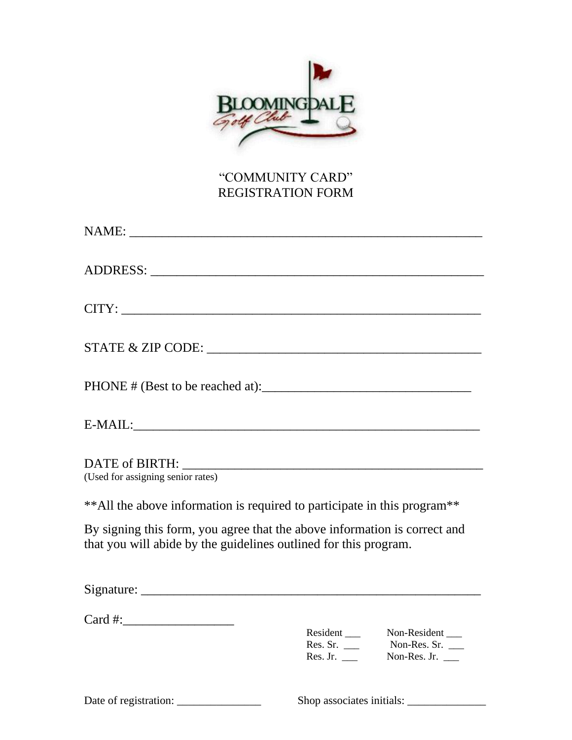Bloomingdale Golf Club

"COMMUNITY CARD"
REGISTRATION FORM

NAME: _______________________________________________________

ADDRESS: ____________________________________________________

CITY: ________________________________________________________

STATE & ZIP CODE: ____________________________________________

PHONE # (Best to be reached at):_________________________________

E-MAIL:______________________________________________________

DATE of BIRTH: _______________________________________________
(Used for assigning senior rates)

**All the above information is required to participate in this program**

By signing this form, you agree that the above information is correct and that you will abide by the guidelines outlined for this program.

Signature: ____________________________________________________

Card #:_________________

Resident ___ Non-Resident ___
Res. Sr. ___ Non-Res. Sr. ___
Res. Jr. ___ Non-Res. Jr. ___

Date of registration: _______________ Shop associates initials: ______________